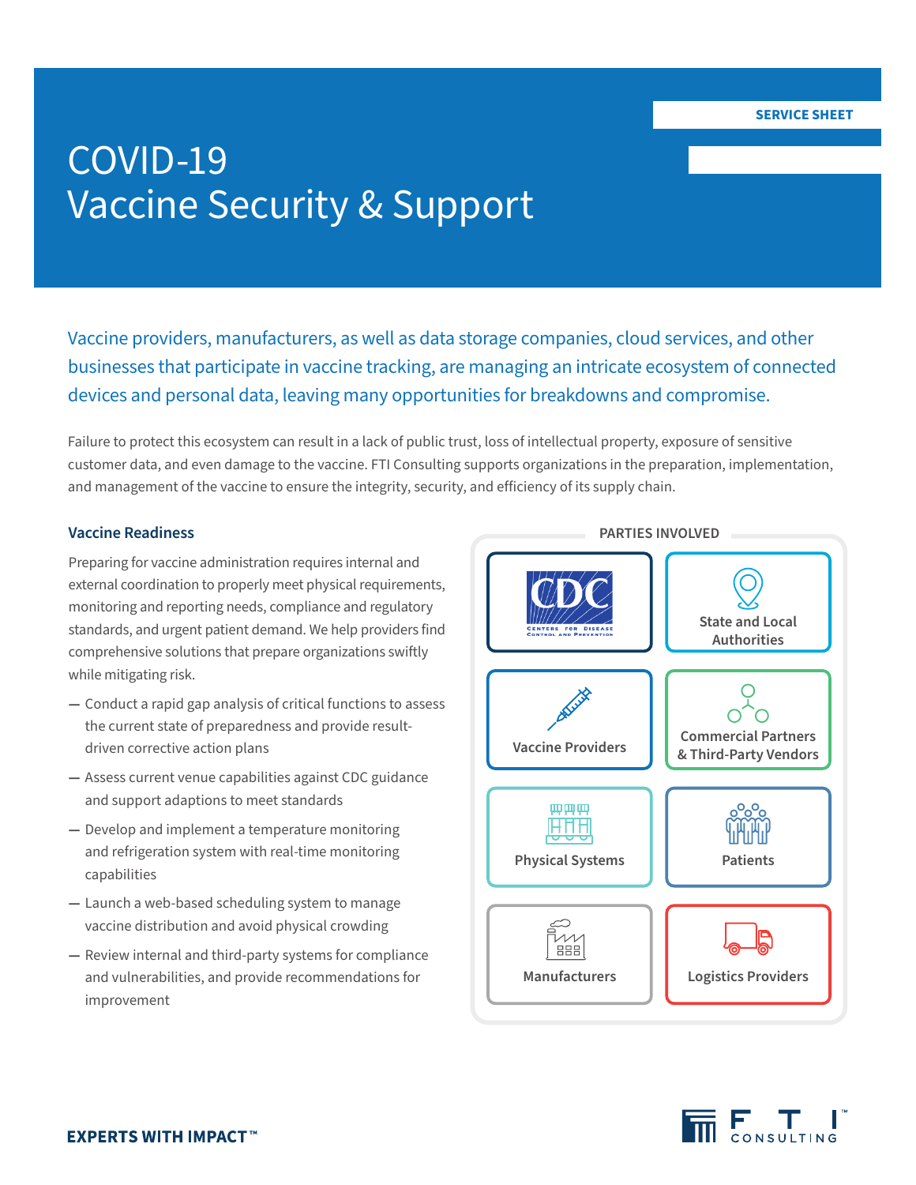SERVICE SHEET

# COVID-19 Vaccine Security & Support

Vaccine providers, manufacturers, as well as data storage companies, cloud services, and other businesses that participate in vaccine tracking, are managing an intricate ecosystem of connected devices and personal data, leaving many opportunities for breakdowns and compromise.

Failure to protect this ecosystem can result in a lack of public trust, loss of intellectual property, exposure of sensitive customer data, and even damage to the vaccine. FTI Consulting supports organizations in the preparation, implementation, and management of the vaccine to ensure the integrity, security, and efficiency of its supply chain.

## Vaccine Readiness

Preparing for vaccine administration requires internal and external coordination to properly meet physical requirements, monitoring and reporting needs, compliance and regulatory standards, and urgent patient demand. We help providers find comprehensive solutions that prepare organizations swiftly while mitigating risk.

- Conduct a rapid gap analysis of critical functions to assess the current state of preparedness and provide result-driven corrective action plans
- Assess current venue capabilities against CDC guidance and support adaptions to meet standards
- Develop and implement a temperature monitoring and refrigeration system with real-time monitoring capabilities
- Launch a web-based scheduling system to manage vaccine distribution and avoid physical crowding
- Review internal and third-party systems for compliance and vulnerabilities, and provide recommendations for improvement

**PARTIES INVOLVED**

- CDC – Centers for Disease Control and Prevention
- State and Local Authorities
- Vaccine Providers
- Commercial Partners & Third-Party Vendors
- Physical Systems
- Patients
- Manufacturers
- Logistics Providers

EXPERTS WITH IMPACT™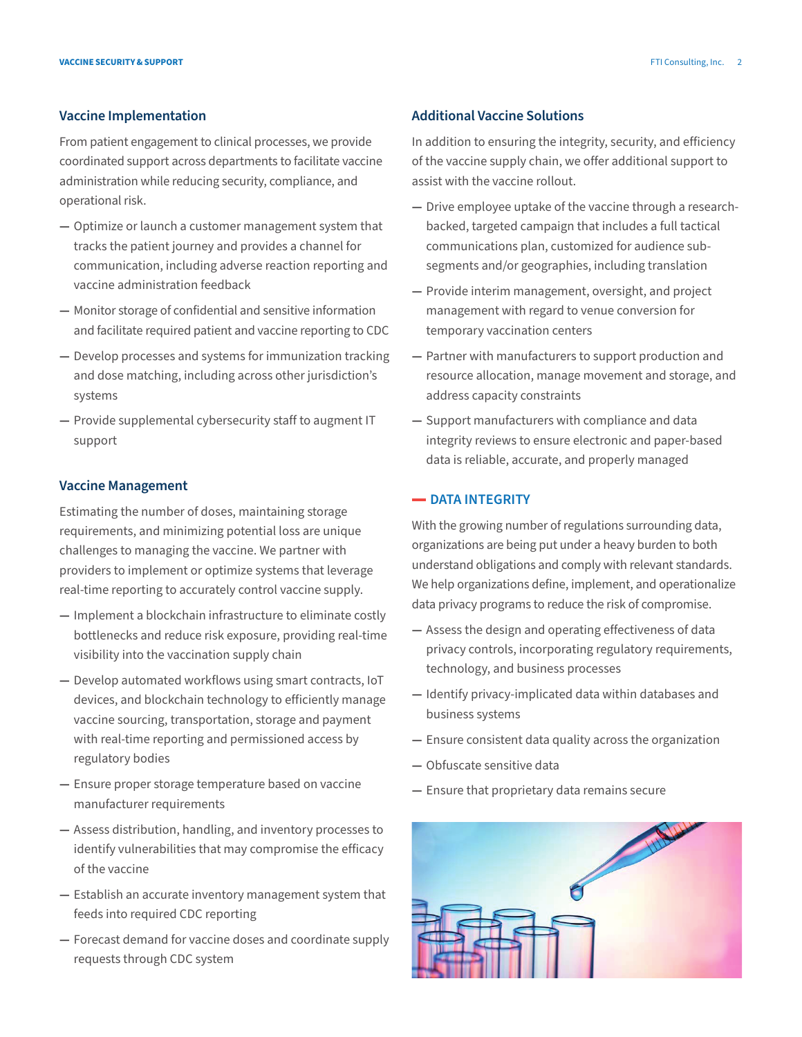## Vaccine Implementation

From patient engagement to clinical processes, we provide coordinated support across departments to facilitate vaccine administration while reducing security, compliance, and operational risk.

- Optimize or launch a customer management system that tracks the patient journey and provides a channel for communication, including adverse reaction reporting and vaccine administration feedback
- Monitor storage of confidential and sensitive information and facilitate required patient and vaccine reporting to CDC
- Develop processes and systems for immunization tracking and dose matching, including across other jurisdiction's systems
- Provide supplemental cybersecurity staff to augment IT support

## Vaccine Management

Estimating the number of doses, maintaining storage requirements, and minimizing potential loss are unique challenges to managing the vaccine. We partner with providers to implement or optimize systems that leverage real-time reporting to accurately control vaccine supply.

- Implement a blockchain infrastructure to eliminate costly bottlenecks and reduce risk exposure, providing real-time visibility into the vaccination supply chain
- Develop automated workflows using smart contracts, IoT devices, and blockchain technology to efficiently manage vaccine sourcing, transportation, storage and payment with real-time reporting and permissioned access by regulatory bodies
- Ensure proper storage temperature based on vaccine manufacturer requirements
- Assess distribution, handling, and inventory processes to identify vulnerabilities that may compromise the efficacy of the vaccine
- Establish an accurate inventory management system that feeds into required CDC reporting
- Forecast demand for vaccine doses and coordinate supply requests through CDC system

## Additional Vaccine Solutions

In addition to ensuring the integrity, security, and efficiency of the vaccine supply chain, we offer additional support to assist with the vaccine rollout.

- Drive employee uptake of the vaccine through a research-backed, targeted campaign that includes a full tactical communications plan, customized for audience sub-segments and/or geographies, including translation
- Provide interim management, oversight, and project management with regard to venue conversion for temporary vaccination centers
- Partner with manufacturers to support production and resource allocation, manage movement and storage, and address capacity constraints
- Support manufacturers with compliance and data integrity reviews to ensure electronic and paper-based data is reliable, accurate, and properly managed

## DATA INTEGRITY

With the growing number of regulations surrounding data, organizations are being put under a heavy burden to both understand obligations and comply with relevant standards. We help organizations define, implement, and operationalize data privacy programs to reduce the risk of compromise.

- Assess the design and operating effectiveness of data privacy controls, incorporating regulatory requirements, technology, and business processes
- Identify privacy-implicated data within databases and business systems
- Ensure consistent data quality across the organization
- Obfuscate sensitive data
- Ensure that proprietary data remains secure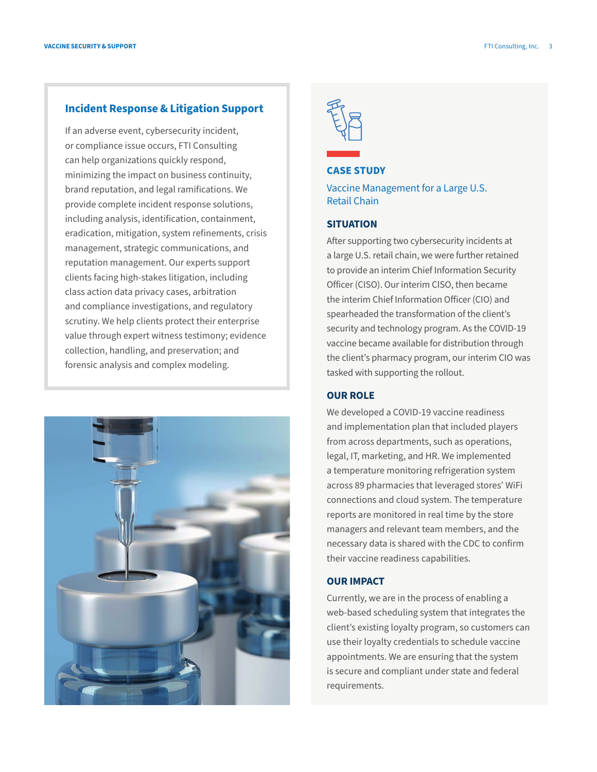## Incident Response & Litigation Support

If an adverse event, cybersecurity incident, or compliance issue occurs, FTI Consulting can help organizations quickly respond, minimizing the impact on business continuity, brand reputation, and legal ramifications. We provide complete incident response solutions, including analysis, identification, containment, eradication, mitigation, system refinements, crisis management, strategic communications, and reputation management. Our experts support clients facing high-stakes litigation, including class action data privacy cases, arbitration and compliance investigations, and regulatory scrutiny. We help clients protect their enterprise value through expert witness testimony; evidence collection, handling, and preservation; and forensic analysis and complex modeling.

## CASE STUDY

### Vaccine Management for a Large U.S. Retail Chain

#### SITUATION

After supporting two cybersecurity incidents at a large U.S. retail chain, we were further retained to provide an interim Chief Information Security Officer (CISO). Our interim CISO, then became the interim Chief Information Officer (CIO) and spearheaded the transformation of the client's security and technology program. As the COVID-19 vaccine became available for distribution through the client's pharmacy program, our interim CIO was tasked with supporting the rollout.

#### OUR ROLE

We developed a COVID-19 vaccine readiness and implementation plan that included players from across departments, such as operations, legal, IT, marketing, and HR. We implemented a temperature monitoring refrigeration system across 89 pharmacies that leveraged stores' WiFi connections and cloud system. The temperature reports are monitored in real time by the store managers and relevant team members, and the necessary data is shared with the CDC to confirm their vaccine readiness capabilities.

#### OUR IMPACT

Currently, we are in the process of enabling a web-based scheduling system that integrates the client's existing loyalty program, so customers can use their loyalty credentials to schedule vaccine appointments. We are ensuring that the system is secure and compliant under state and federal requirements.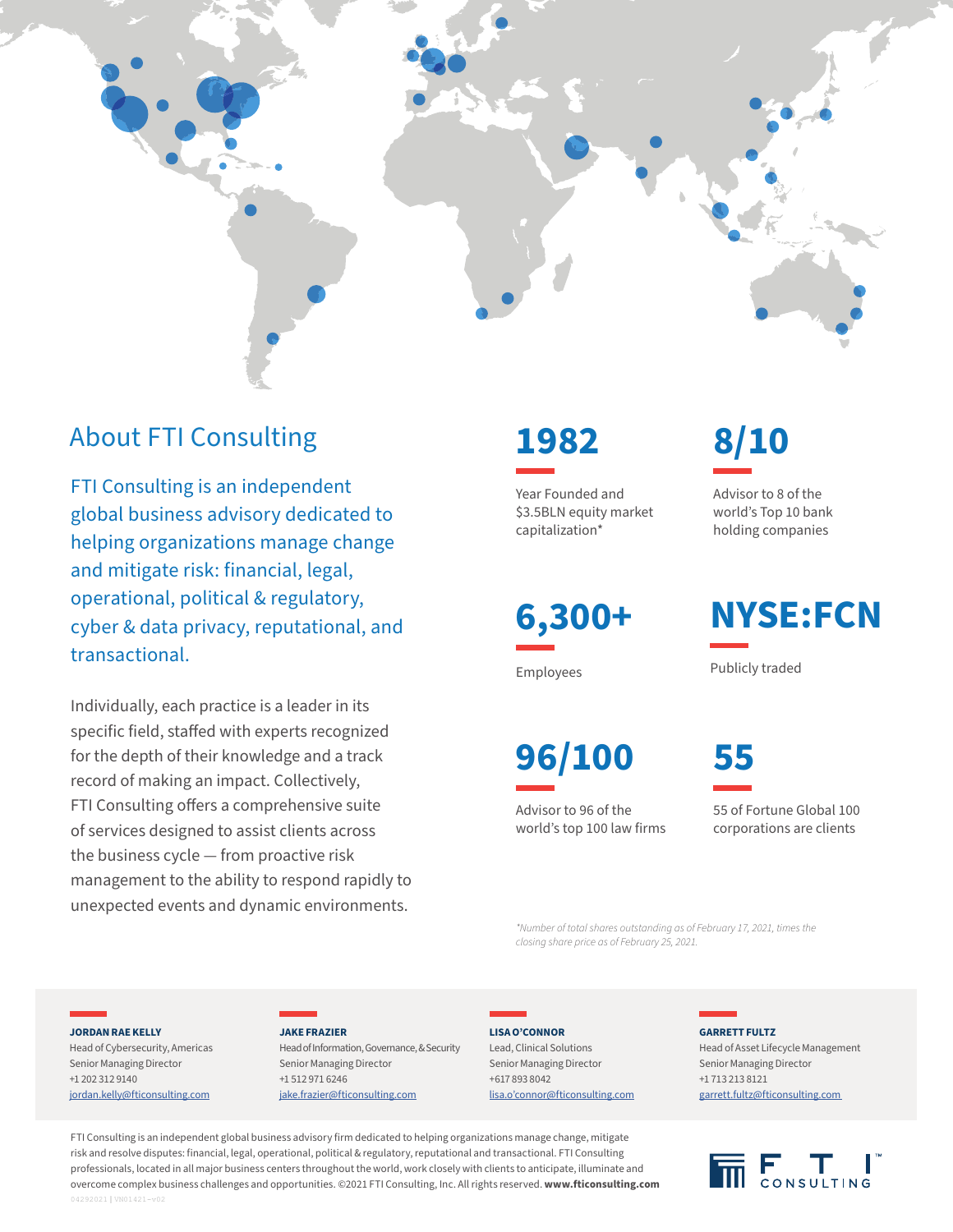## About FTI Consulting

FTI Consulting is an independent global business advisory dedicated to helping organizations manage change and mitigate risk: financial, legal, operational, political & regulatory, cyber & data privacy, reputational, and transactional.

Individually, each practice is a leader in its specific field, staffed with experts recognized for the depth of their knowledge and a track record of making an impact. Collectively, FTI Consulting offers a comprehensive suite of services designed to assist clients across the business cycle — from proactive risk management to the ability to respond rapidly to unexpected events and dynamic environments.

**1982**

Year Founded and $3.5BLN equity market capitalization*

**8/10**

Advisor to 8 of the world's Top 10 bank holding companies

**6,300+**

Employees

**NYSE:FCN**

Publicly traded

**96/100**

Advisor to 96 of the world's top 100 law firms

**55**

55 of Fortune Global 100 corporations are clients

*\*Number of total shares outstanding as of February 17, 2021, times the closing share price as of February 25, 2021.*

**JORDAN RAE KELLY**
Head of Cybersecurity, Americas
Senior Managing Director
+1 202 312 9140
jordan.kelly@fticonsulting.com

**JAKE FRAZIER**
Head of Information, Governance, & Security
Senior Managing Director
+1 512 971 6246
jake.frazier@fticonsulting.com

**LISA O'CONNOR**
Lead, Clinical Solutions
Senior Managing Director
+617 893 8042
lisa.o'connor@fticonsulting.com

**GARRETT FULTZ**
Head of Asset Lifecycle Management
Senior Managing Director
+1 713 213 8121
garrett.fultz@fticonsulting.com

FTI Consulting is an independent global business advisory firm dedicated to helping organizations manage change, mitigate risk and resolve disputes: financial, legal, operational, political & regulatory, reputational and transactional. FTI Consulting professionals, located in all major business centers throughout the world, work closely with clients to anticipate, illuminate and overcome complex business challenges and opportunities. ©2021 FTI Consulting, Inc. All rights reserved. **www.fticonsulting.com**

04292021 | VN01421-v02

FTI CONSULTING